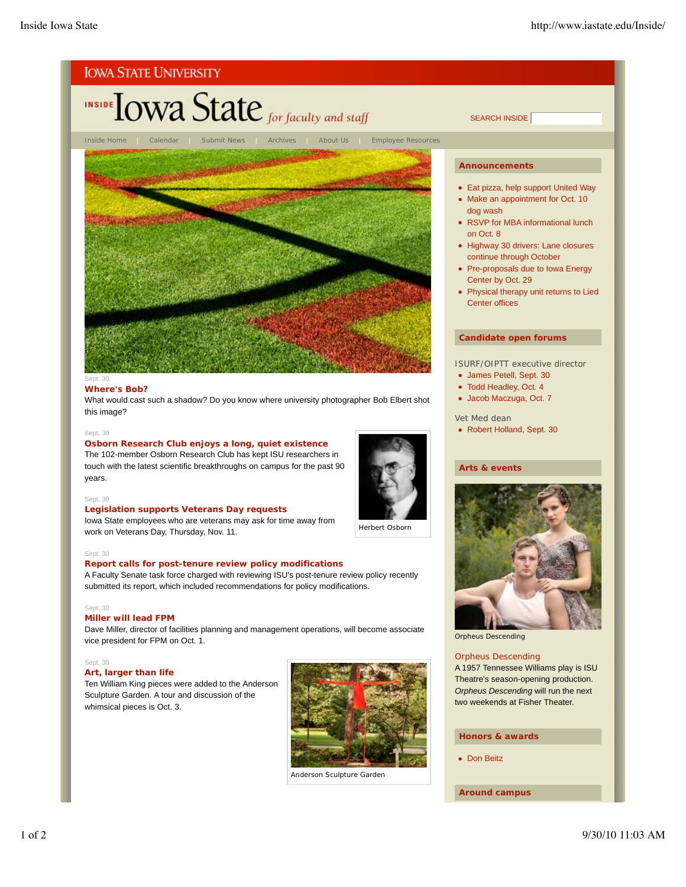IOWA STATE UNIVERSITY

# INSIDE Iowa State *for faculty and staff*

SEARCH INSIDE

Inside Home | Calendar | Submit News | Archives | About Us | Employee Resources

Sept. 30

### Where's Bob?

What would cast such a shadow? Do you know where university photographer Bob Elbert shot this image?

Sept. 30

### Osborn Research Club enjoys a long, quiet existence

The 102-member Osborn Research Club has kept ISU researchers in touch with the latest scientific breakthroughs on campus for the past 90 years.

Herbert Osborn

Sept. 30

### Legislation supports Veterans Day requests

Iowa State employees who are veterans may ask for time away from work on Veterans Day, Thursday, Nov. 11.

Sept. 30

### Report calls for post-tenure review policy modifications

A Faculty Senate task force charged with reviewing ISU's post-tenure review policy recently submitted its report, which included recommendations for policy modifications.

Sept. 30

### Miller will lead FPM

Dave Miller, director of facilities planning and management operations, will become associate vice president for FPM on Oct. 1.

Sept. 30

### Art, larger than life

Ten William King pieces were added to the Anderson Sculpture Garden. A tour and discussion of the whimsical pieces is Oct. 3.

Anderson Sculpture Garden

## Announcements

- Eat pizza, help support United Way
- Make an appointment for Oct. 10 dog wash
- RSVP for MBA informational lunch on Oct. 8
- Highway 30 drivers: Lane closures continue through October
- Pre-proposals due to Iowa Energy Center by Oct. 29
- Physical therapy unit returns to Lied Center offices

## Candidate open forums

ISURF/OIPTT executive director

- James Petell, Sept. 30
- Todd Headley, Oct. 4
- Jacob Maczuga, Oct. 7

Vet Med dean

- Robert Holland, Sept. 30

## Arts & events

Orpheus Descending

### Orpheus Descending

A 1957 Tennessee Williams play is ISU Theatre's season-opening production. *Orpheus Descending* will run the next two weekends at Fisher Theater.

## Honors & awards

- Don Beitz

## Around campus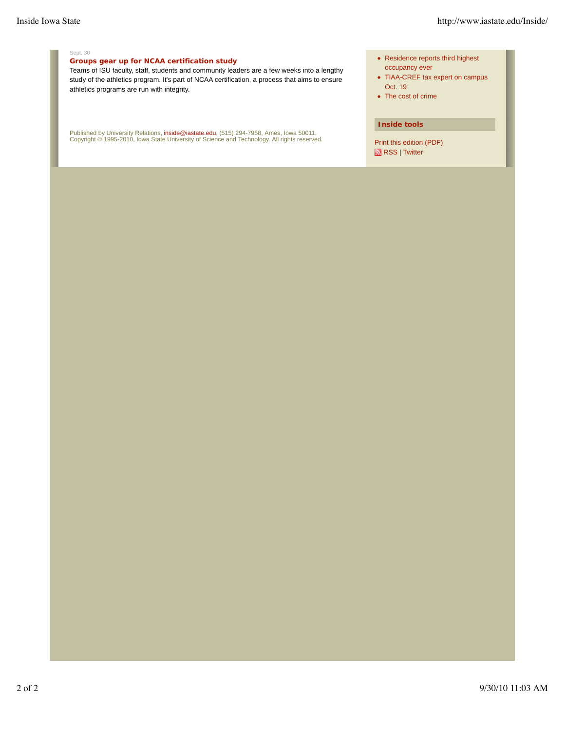Sept. 30

**Groups gear up for NCAA certification study**

Teams of ISU faculty, staff, students and community leaders are a few weeks into a lengthy study of the athletics program. It's part of NCAA certification, a process that aims to ensure athletics programs are run with integrity.

Published by University Relations, inside@iastate.edu, (515) 294-7958, Ames, Iowa 50011.
Copyright © 1995-2010, Iowa State University of Science and Technology. All rights reserved.

- Residence reports third highest occupancy ever
- TIAA-CREF tax expert on campus Oct. 19
- The cost of crime

### Inside tools

Print this edition (PDF)

RSS | Twitter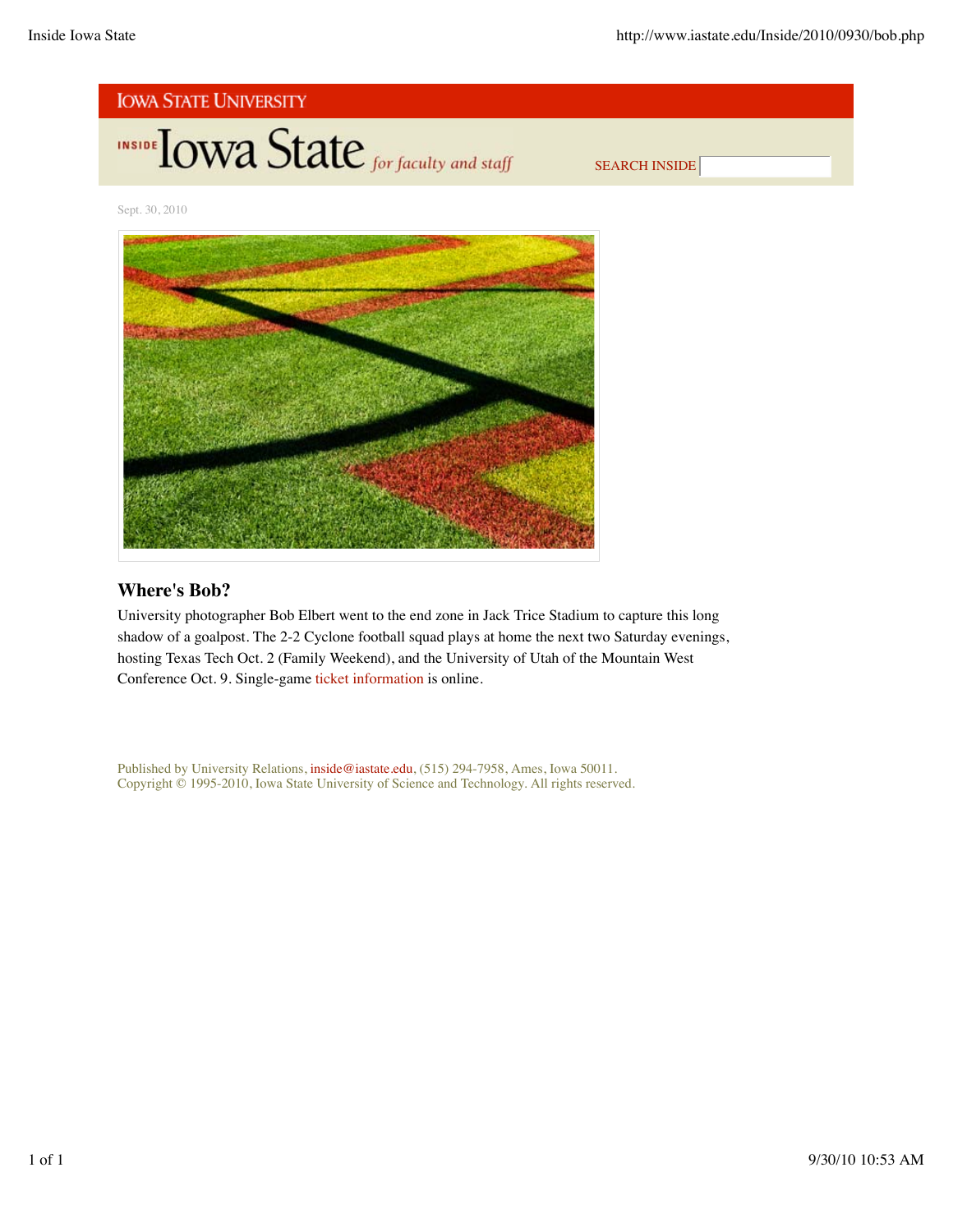IOWA STATE UNIVERSITY

INSIDE Iowa State *for faculty and staff*

SEARCH INSIDE

Sept. 30, 2010

## Where's Bob?

University photographer Bob Elbert went to the end zone in Jack Trice Stadium to capture this long shadow of a goalpost. The 2-2 Cyclone football squad plays at home the next two Saturday evenings, hosting Texas Tech Oct. 2 (Family Weekend), and the University of Utah of the Mountain West Conference Oct. 9. Single-game ticket information is online.

Published by University Relations, inside@iastate.edu, (515) 294-7958, Ames, Iowa 50011.
Copyright © 1995-2010, Iowa State University of Science and Technology. All rights reserved.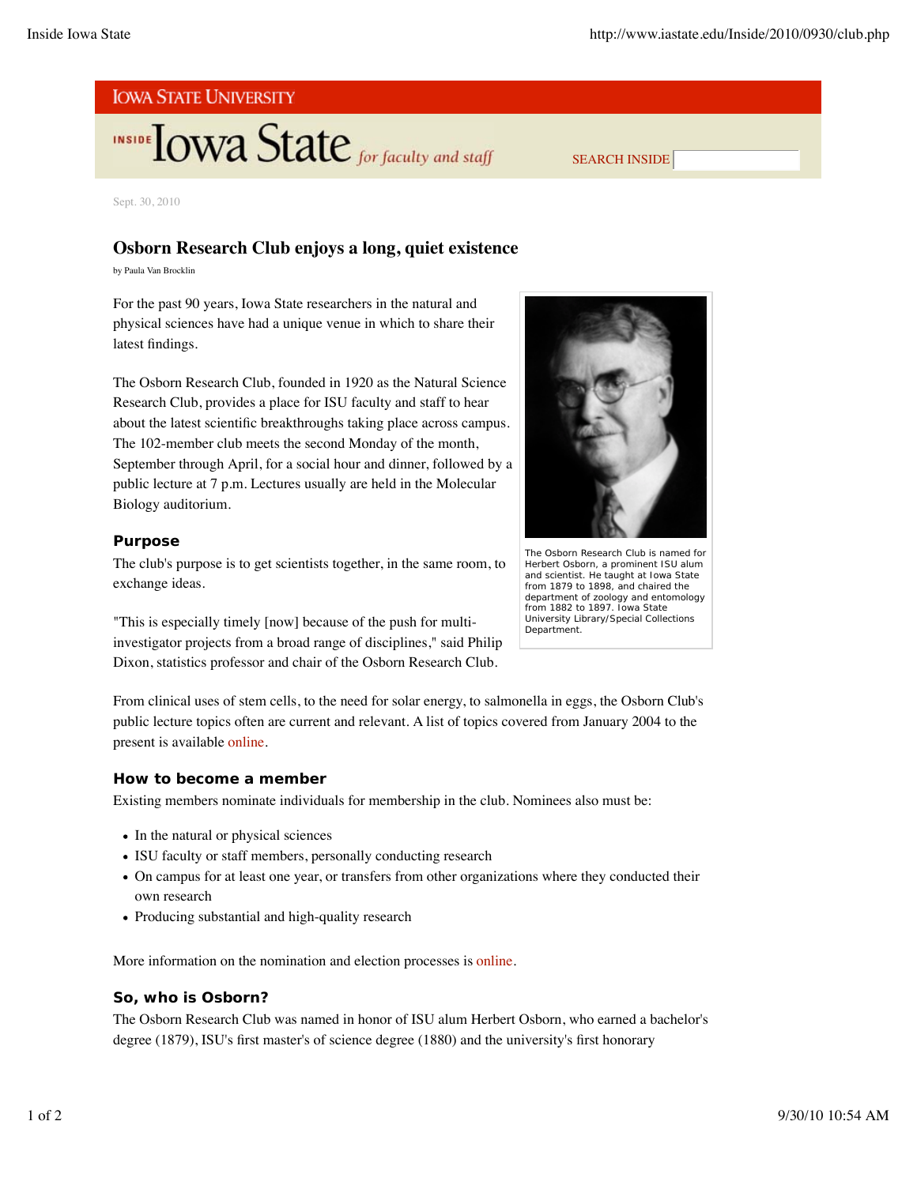IOWA STATE UNIVERSITY

INSIDE Iowa State *for faculty and staff*

SEARCH INSIDE

Sept. 30, 2010

# Osborn Research Club enjoys a long, quiet existence

by Paula Van Brocklin

For the past 90 years, Iowa State researchers in the natural and physical sciences have had a unique venue in which to share their latest findings.

The Osborn Research Club, founded in 1920 as the Natural Science Research Club, provides a place for ISU faculty and staff to hear about the latest scientific breakthroughs taking place across campus. The 102-member club meets the second Monday of the month, September through April, for a social hour and dinner, followed by a public lecture at 7 p.m. Lectures usually are held in the Molecular Biology auditorium.

The Osborn Research Club is named for Herbert Osborn, a prominent ISU alum and scientist. He taught at Iowa State from 1879 to 1898, and chaired the department of zoology and entomology from 1882 to 1897. Iowa State University Library/Special Collections Department.

## Purpose

The club's purpose is to get scientists together, in the same room, to exchange ideas.

"This is especially timely [now] because of the push for multi-investigator projects from a broad range of disciplines," said Philip Dixon, statistics professor and chair of the Osborn Research Club.

From clinical uses of stem cells, to the need for solar energy, to salmonella in eggs, the Osborn Club's public lecture topics often are current and relevant. A list of topics covered from January 2004 to the present is available online.

## How to become a member

Existing members nominate individuals for membership in the club. Nominees also must be:

- In the natural or physical sciences
- ISU faculty or staff members, personally conducting research
- On campus for at least one year, or transfers from other organizations where they conducted their own research
- Producing substantial and high-quality research

More information on the nomination and election processes is online.

## So, who is Osborn?

The Osborn Research Club was named in honor of ISU alum Herbert Osborn, who earned a bachelor's degree (1879), ISU's first master's of science degree (1880) and the university's first honorary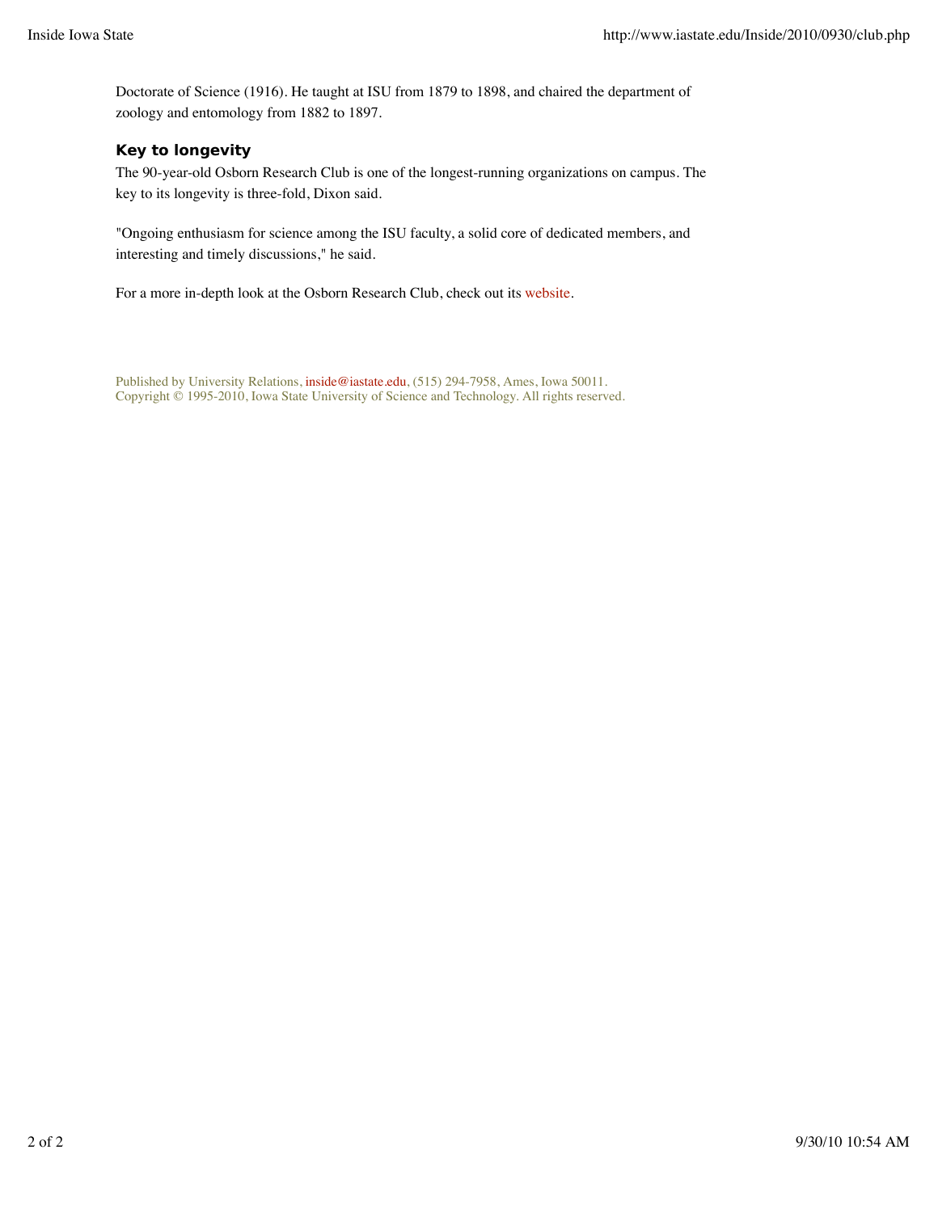Doctorate of Science (1916). He taught at ISU from 1879 to 1898, and chaired the department of zoology and entomology from 1882 to 1897.

### Key to longevity

The 90-year-old Osborn Research Club is one of the longest-running organizations on campus. The key to its longevity is three-fold, Dixon said.

"Ongoing enthusiasm for science among the ISU faculty, a solid core of dedicated members, and interesting and timely discussions," he said.

For a more in-depth look at the Osborn Research Club, check out its website.

Published by University Relations, inside@iastate.edu, (515) 294-7958, Ames, Iowa 50011.
Copyright © 1995-2010, Iowa State University of Science and Technology. All rights reserved.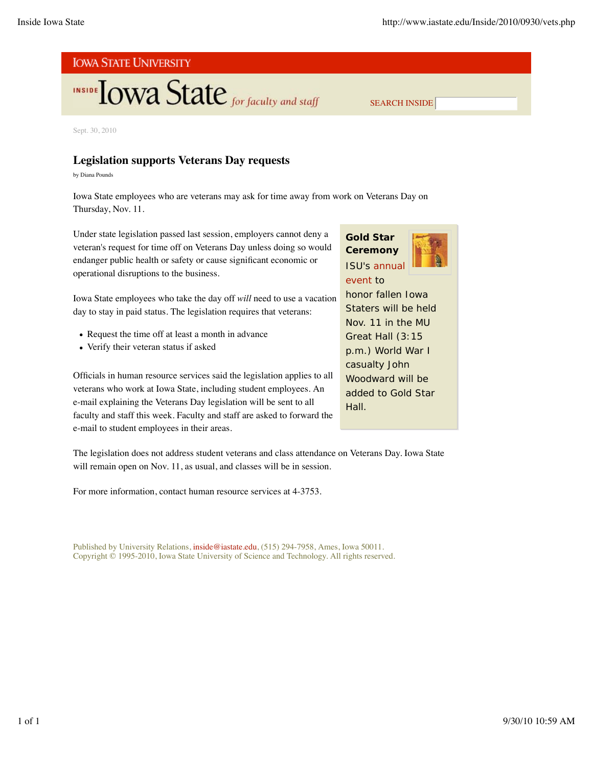IOWA STATE UNIVERSITY

INSIDE Iowa State *for faculty and staff*

SEARCH INSIDE

Sept. 30, 2010

# Legislation supports Veterans Day requests

by Diana Pounds

Iowa State employees who are veterans may ask for time away from work on Veterans Day on Thursday, Nov. 11.

Under state legislation passed last session, employers cannot deny a veteran's request for time off on Veterans Day unless doing so would endanger public health or safety or cause significant economic or operational disruptions to the business.

Iowa State employees who take the day off *will* need to use a vacation day to stay in paid status. The legislation requires that veterans:

- Request the time off at least a month in advance
- Verify their veteran status if asked

Officials in human resource services said the legislation applies to all veterans who work at Iowa State, including student employees. An e-mail explaining the Veterans Day legislation will be sent to all faculty and staff this week. Faculty and staff are asked to forward the e-mail to student employees in their areas.

The legislation does not address student veterans and class attendance on Veterans Day. Iowa State will remain open on Nov. 11, as usual, and classes will be in session.

For more information, contact human resource services at 4-3753.

**Gold Star Ceremony**

ISU's annual event to honor fallen Iowa Staters will be held Nov. 11 in the MU Great Hall (3:15 p.m.) World War I casualty John Woodward will be added to Gold Star Hall.

Published by University Relations, inside@iastate.edu, (515) 294-7958, Ames, Iowa 50011.
Copyright © 1995-2010, Iowa State University of Science and Technology. All rights reserved.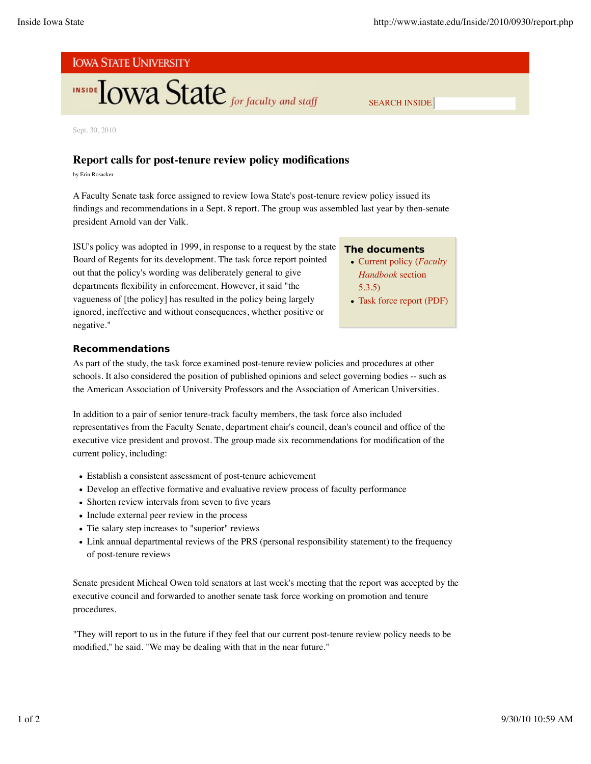Iowa State University

Inside Iowa State *for faculty and staff*

SEARCH INSIDE

Sept. 30, 2010

# Report calls for post-tenure review policy modifications

by Erin Rosacker

A Faculty Senate task force assigned to review Iowa State's post-tenure review policy issued its findings and recommendations in a Sept. 8 report. The group was assembled last year by then-senate president Arnold van der Valk.

ISU's policy was adopted in 1999, in response to a request by the state Board of Regents for its development. The task force report pointed out that the policy's wording was deliberately general to give departments flexibility in enforcement. However, it said "the vagueness of [the policy] has resulted in the policy being largely ignored, ineffective and without consequences, whether positive or negative."

### The documents

- Current policy (*Faculty Handbook* section 5.3.5)
- Task force report (PDF)

## Recommendations

As part of the study, the task force examined post-tenure review policies and procedures at other schools. It also considered the position of published opinions and select governing bodies -- such as the American Association of University Professors and the Association of American Universities.

In addition to a pair of senior tenure-track faculty members, the task force also included representatives from the Faculty Senate, department chair's council, dean's council and office of the executive vice president and provost. The group made six recommendations for modification of the current policy, including:

- Establish a consistent assessment of post-tenure achievement
- Develop an effective formative and evaluative review process of faculty performance
- Shorten review intervals from seven to five years
- Include external peer review in the process
- Tie salary step increases to "superior" reviews
- Link annual departmental reviews of the PRS (personal responsibility statement) to the frequency of post-tenure reviews

Senate president Micheal Owen told senators at last week's meeting that the report was accepted by the executive council and forwarded to another senate task force working on promotion and tenure procedures.

"They will report to us in the future if they feel that our current post-tenure review policy needs to be modified," he said. "We may be dealing with that in the near future."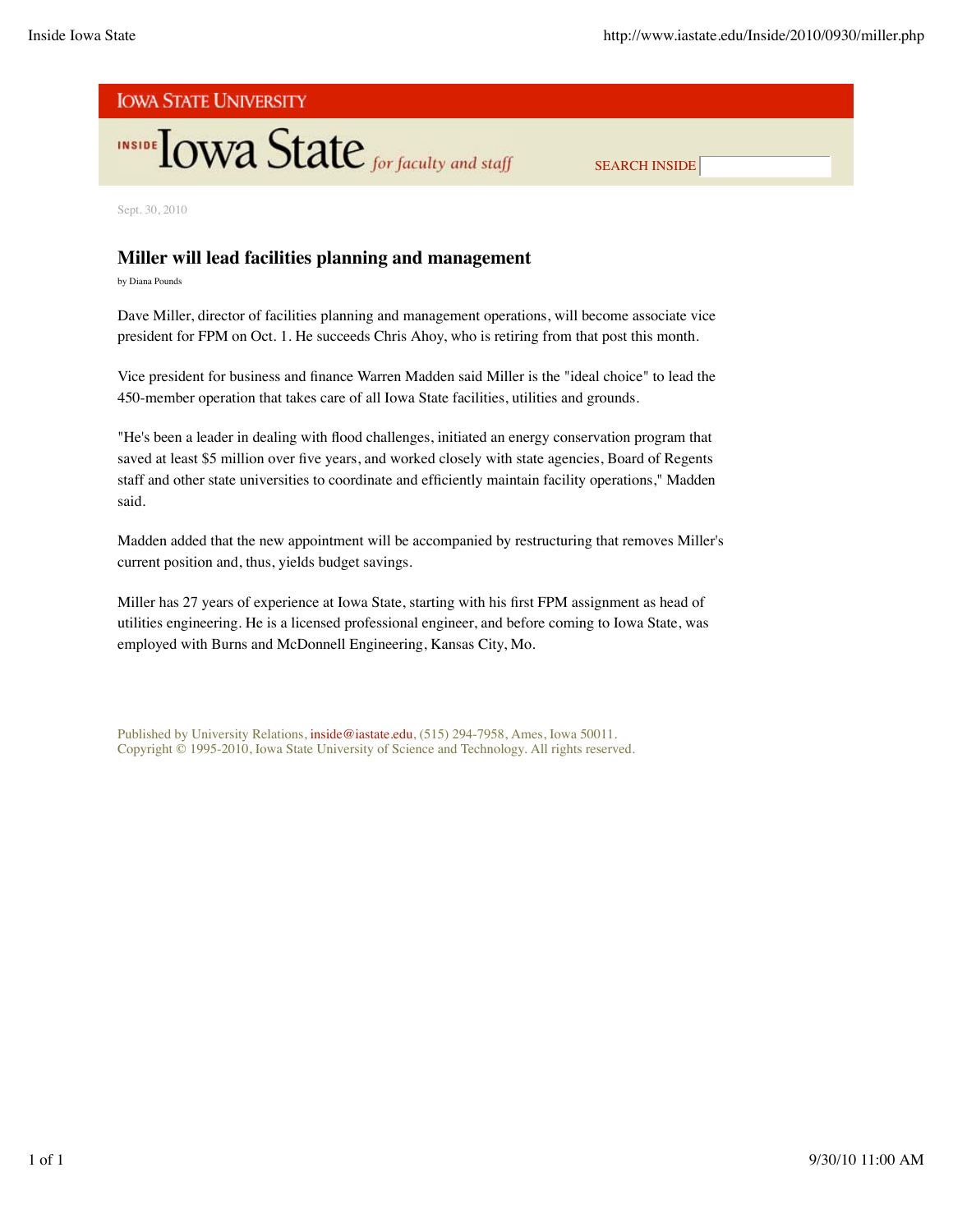Sept. 30, 2010

## Miller will lead facilities planning and management

by Diana Pounds

Dave Miller, director of facilities planning and management operations, will become associate vice president for FPM on Oct. 1. He succeeds Chris Ahoy, who is retiring from that post this month.

Vice president for business and finance Warren Madden said Miller is the "ideal choice" to lead the 450-member operation that takes care of all Iowa State facilities, utilities and grounds.

"He's been a leader in dealing with flood challenges, initiated an energy conservation program that saved at least $5 million over five years, and worked closely with state agencies, Board of Regents staff and other state universities to coordinate and efficiently maintain facility operations," Madden said.

Madden added that the new appointment will be accompanied by restructuring that removes Miller's current position and, thus, yields budget savings.

Miller has 27 years of experience at Iowa State, starting with his first FPM assignment as head of utilities engineering. He is a licensed professional engineer, and before coming to Iowa State, was employed with Burns and McDonnell Engineering, Kansas City, Mo.

Published by University Relations, inside@iastate.edu, (515) 294-7958, Ames, Iowa 50011.
Copyright © 1995-2010, Iowa State University of Science and Technology. All rights reserved.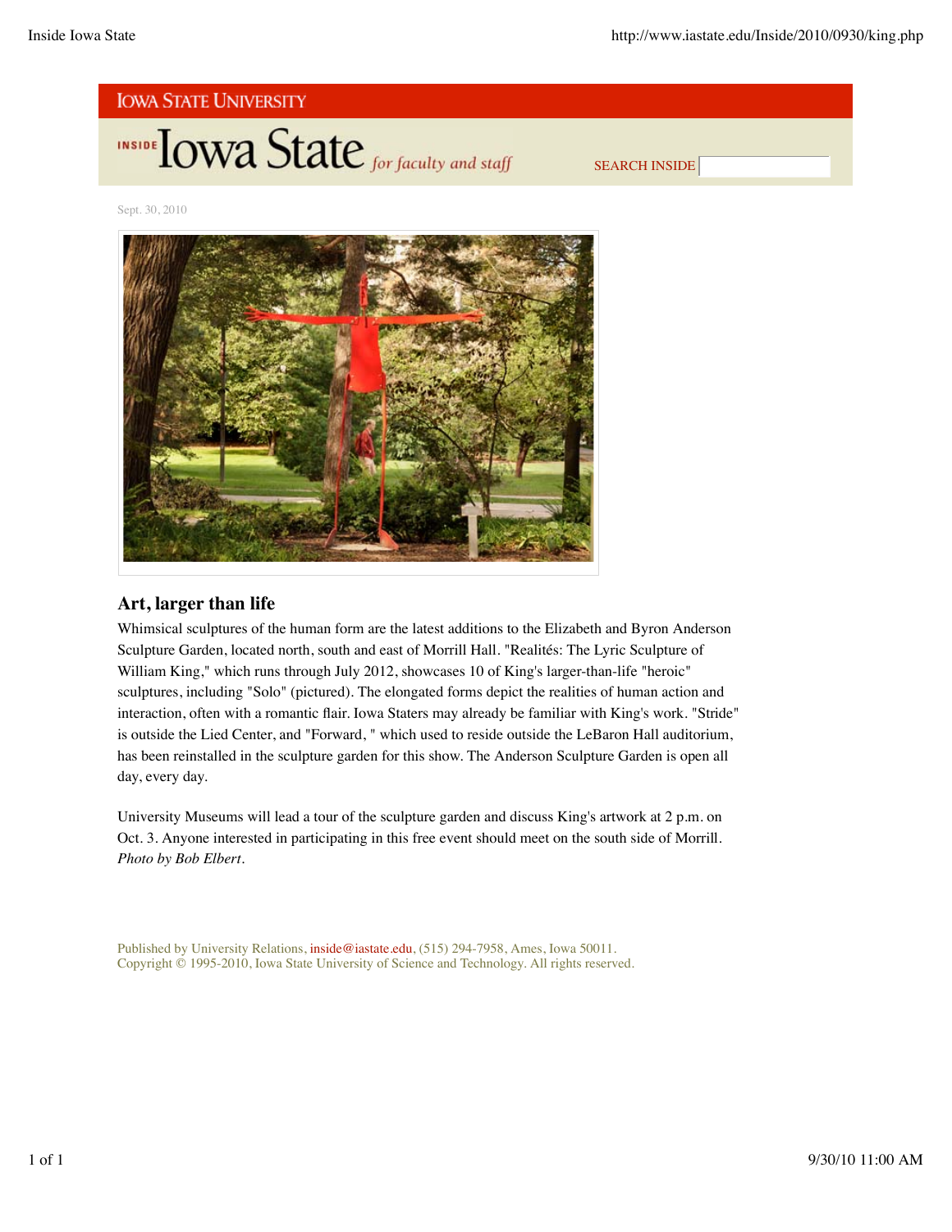IOWA STATE UNIVERSITY

INSIDE Iowa State *for faculty and staff*

SEARCH INSIDE

Sept. 30, 2010

## Art, larger than life

Whimsical sculptures of the human form are the latest additions to the Elizabeth and Byron Anderson Sculpture Garden, located north, south and east of Morrill Hall. "Realités: The Lyric Sculpture of William King," which runs through July 2012, showcases 10 of King's larger-than-life "heroic" sculptures, including "Solo" (pictured). The elongated forms depict the realities of human action and interaction, often with a romantic flair. Iowa Staters may already be familiar with King's work. "Stride" is outside the Lied Center, and "Forward, " which used to reside outside the LeBaron Hall auditorium, has been reinstalled in the sculpture garden for this show. The Anderson Sculpture Garden is open all day, every day.

University Museums will lead a tour of the sculpture garden and discuss King's artwork at 2 p.m. on Oct. 3. Anyone interested in participating in this free event should meet on the south side of Morrill. *Photo by Bob Elbert*.

Published by University Relations, inside@iastate.edu, (515) 294-7958, Ames, Iowa 50011.
Copyright © 1995-2010, Iowa State University of Science and Technology. All rights reserved.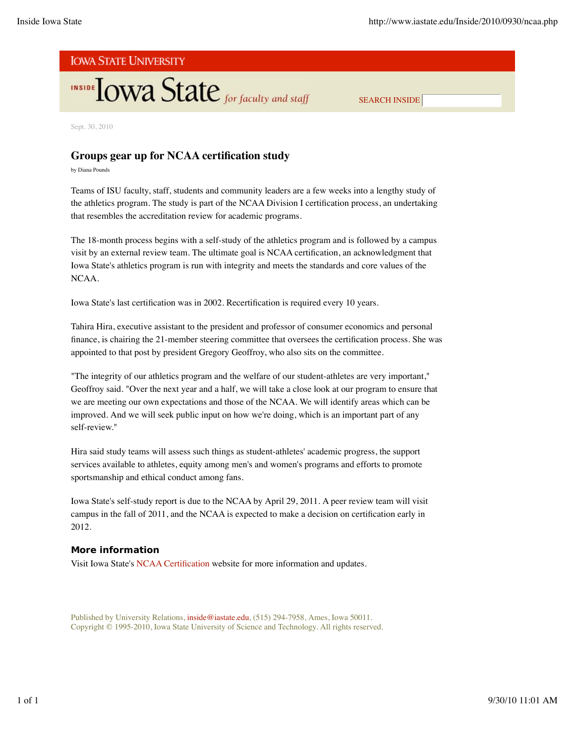IOWA STATE UNIVERSITY

INSIDE Iowa State *for faculty and staff*

SEARCH INSIDE

Sept. 30, 2010

# Groups gear up for NCAA certification study

by Diana Pounds

Teams of ISU faculty, staff, students and community leaders are a few weeks into a lengthy study of the athletics program. The study is part of the NCAA Division I certification process, an undertaking that resembles the accreditation review for academic programs.

The 18-month process begins with a self-study of the athletics program and is followed by a campus visit by an external review team. The ultimate goal is NCAA certification, an acknowledgment that Iowa State's athletics program is run with integrity and meets the standards and core values of the NCAA.

Iowa State's last certification was in 2002. Recertification is required every 10 years.

Tahira Hira, executive assistant to the president and professor of consumer economics and personal finance, is chairing the 21-member steering committee that oversees the certification process. She was appointed to that post by president Gregory Geoffroy, who also sits on the committee.

"The integrity of our athletics program and the welfare of our student-athletes are very important," Geoffroy said. "Over the next year and a half, we will take a close look at our program to ensure that we are meeting our own expectations and those of the NCAA. We will identify areas which can be improved. And we will seek public input on how we're doing, which is an important part of any self-review."

Hira said study teams will assess such things as student-athletes' academic progress, the support services available to athletes, equity among men's and women's programs and efforts to promote sportsmanship and ethical conduct among fans.

Iowa State's self-study report is due to the NCAA by April 29, 2011. A peer review team will visit campus in the fall of 2011, and the NCAA is expected to make a decision on certification early in 2012.

### More information

Visit Iowa State's NCAA Certification website for more information and updates.

Published by University Relations, inside@iastate.edu, (515) 294-7958, Ames, Iowa 50011.
Copyright © 1995-2010, Iowa State University of Science and Technology. All rights reserved.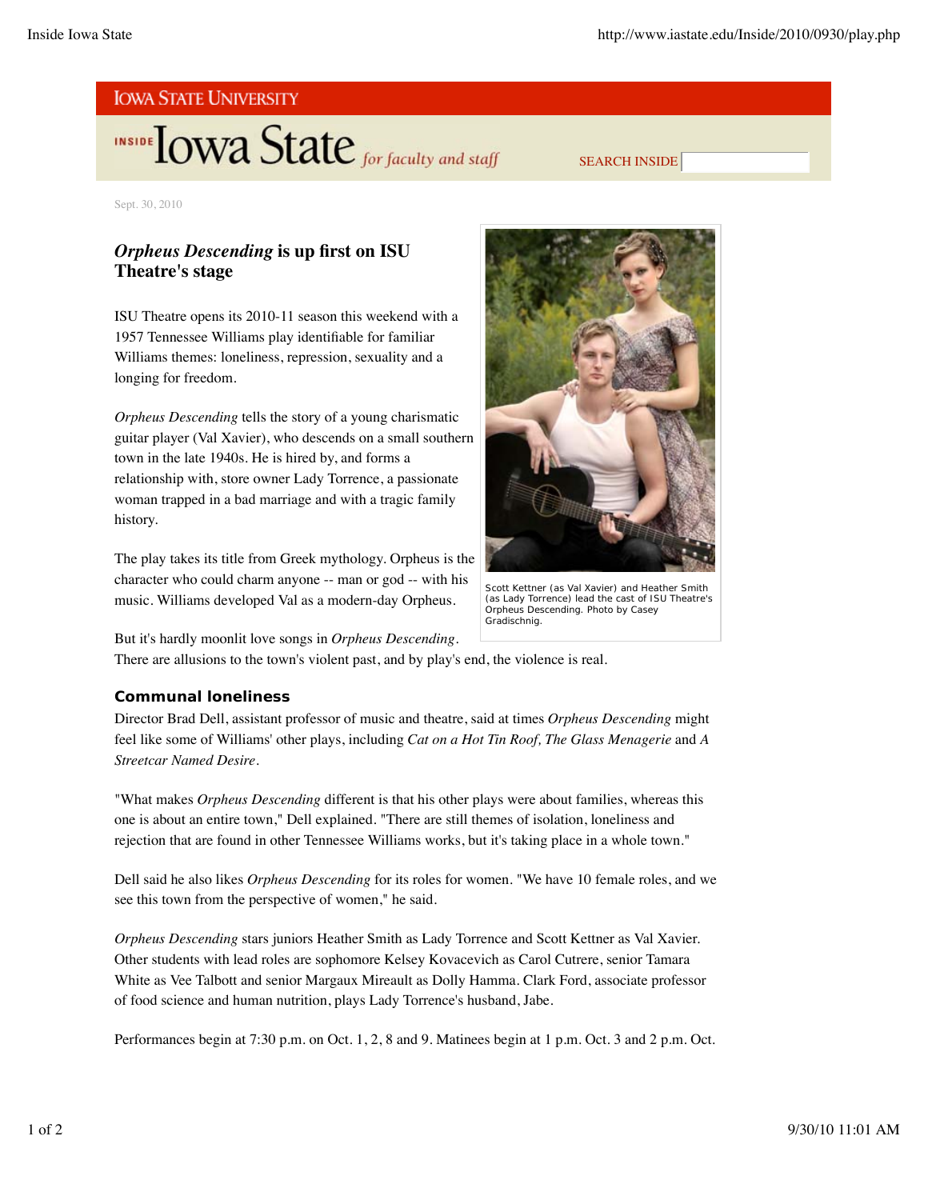IOWA STATE UNIVERSITY

INSIDE Iowa State *for faculty and staff*

SEARCH INSIDE

Sept. 30, 2010

## *Orpheus Descending* is up first on ISU Theatre's stage

ISU Theatre opens its 2010-11 season this weekend with a 1957 Tennessee Williams play identifiable for familiar Williams themes: loneliness, repression, sexuality and a longing for freedom.

*Orpheus Descending* tells the story of a young charismatic guitar player (Val Xavier), who descends on a small southern town in the late 1940s. He is hired by, and forms a relationship with, store owner Lady Torrence, a passionate woman trapped in a bad marriage and with a tragic family history.

The play takes its title from Greek mythology. Orpheus is the character who could charm anyone -- man or god -- with his music. Williams developed Val as a modern-day Orpheus.

Scott Kettner (as Val Xavier) and Heather Smith (as Lady Torrence) lead the cast of ISU Theatre's Orpheus Descending. Photo by Casey Gradischnig.

But it's hardly moonlit love songs in *Orpheus Descending*. There are allusions to the town's violent past, and by play's end, the violence is real.

### Communal loneliness

Director Brad Dell, assistant professor of music and theatre, said at times *Orpheus Descending* might feel like some of Williams' other plays, including *Cat on a Hot Tin Roof, The Glass Menagerie* and *A Streetcar Named Desire*.

"What makes *Orpheus Descending* different is that his other plays were about families, whereas this one is about an entire town," Dell explained. "There are still themes of isolation, loneliness and rejection that are found in other Tennessee Williams works, but it's taking place in a whole town."

Dell said he also likes *Orpheus Descending* for its roles for women. "We have 10 female roles, and we see this town from the perspective of women," he said.

*Orpheus Descending* stars juniors Heather Smith as Lady Torrence and Scott Kettner as Val Xavier. Other students with lead roles are sophomore Kelsey Kovacevich as Carol Cutrere, senior Tamara White as Vee Talbott and senior Margaux Mireault as Dolly Hamma. Clark Ford, associate professor of food science and human nutrition, plays Lady Torrence's husband, Jabe.

Performances begin at 7:30 p.m. on Oct. 1, 2, 8 and 9. Matinees begin at 1 p.m. Oct. 3 and 2 p.m. Oct.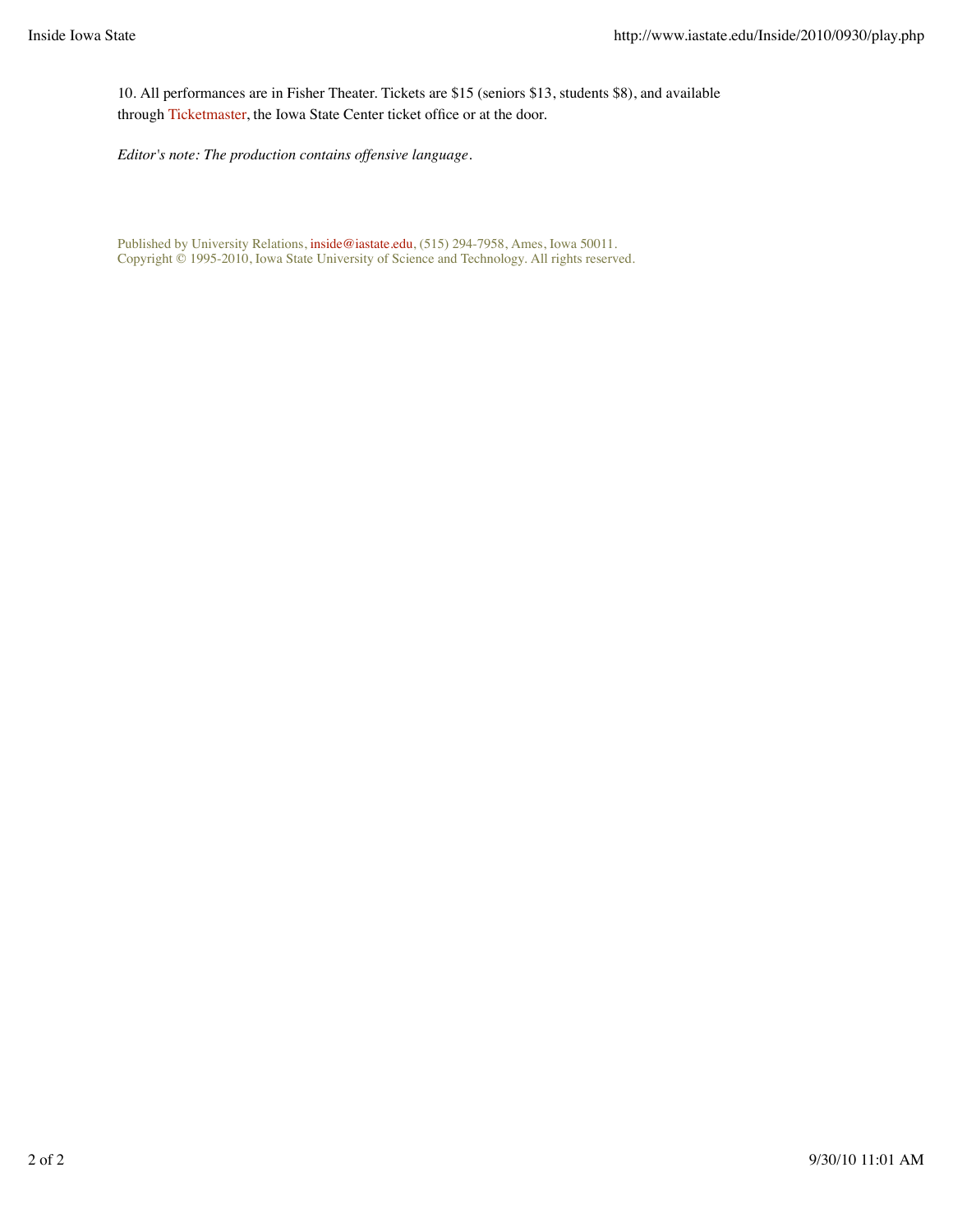10. All performances are in Fisher Theater. Tickets are $15 (seniors $13, students $8), and available through Ticketmaster, the Iowa State Center ticket office or at the door.

*Editor's note: The production contains offensive language.*

Published by University Relations, inside@iastate.edu, (515) 294-7958, Ames, Iowa 50011.
Copyright © 1995-2010, Iowa State University of Science and Technology. All rights reserved.